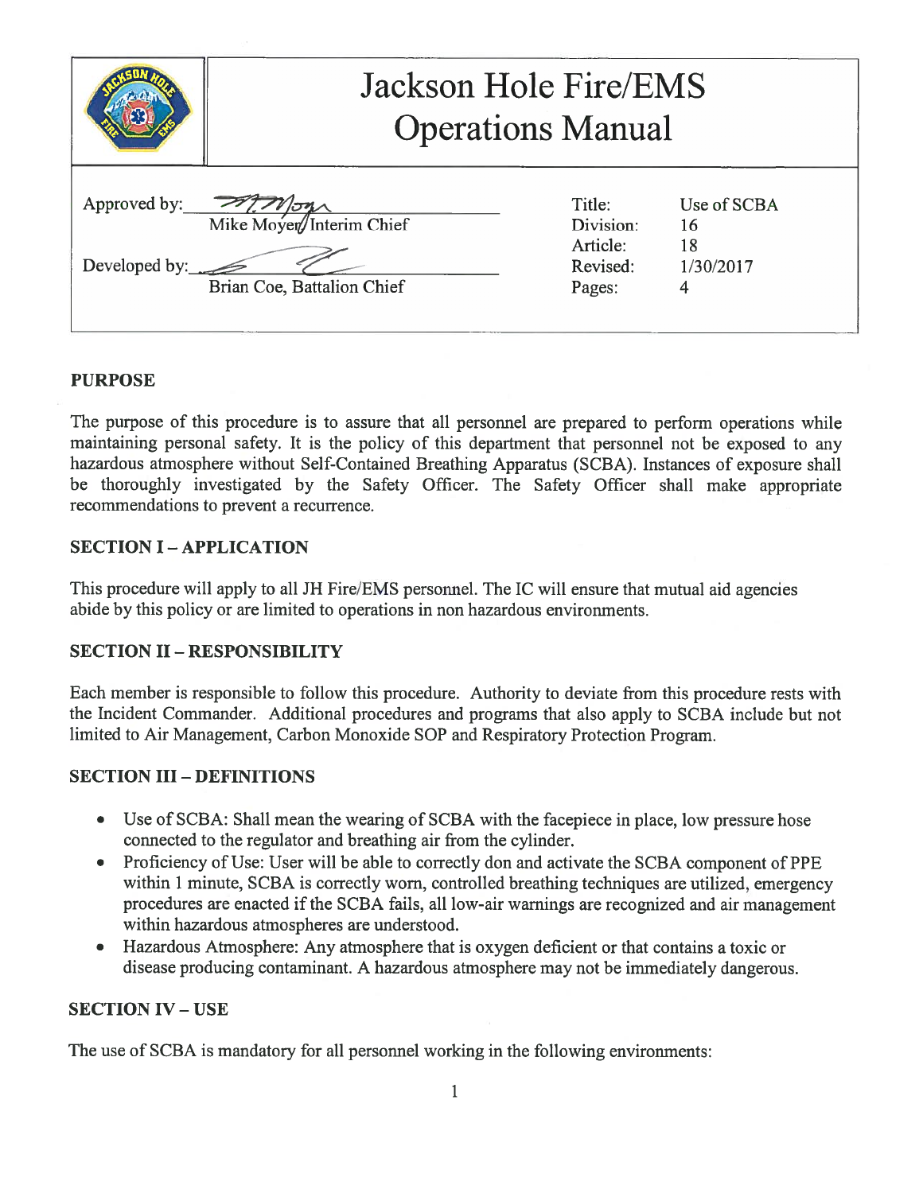# Jackson Hole Fire/EMS Operations Manual

| | | | |
|---|---|---|---|
| Approved by: | Mike Moyer/Interim Chief | Title: | Use of SCBA |
| | | Division: | 16 |
| | | Article: | 18 |
| Developed by: | Brian Coe, Battalion Chief | Revised: | 1/30/2017 |
| | | Pages: | 4 |

## PURPOSE

The purpose of this procedure is to assure that all personnel are prepared to perform operations while maintaining personal safety. It is the policy of this department that personnel not be exposed to any hazardous atmosphere without Self-Contained Breathing Apparatus (SCBA). Instances of exposure shall be thoroughly investigated by the Safety Officer. The Safety Officer shall make appropriate recommendations to prevent a recurrence.

## SECTION I – APPLICATION

This procedure will apply to all JH Fire/EMS personnel. The IC will ensure that mutual aid agencies abide by this policy or are limited to operations in non hazardous environments.

## SECTION II – RESPONSIBILITY

Each member is responsible to follow this procedure. Authority to deviate from this procedure rests with the Incident Commander. Additional procedures and programs that also apply to SCBA include but not limited to Air Management, Carbon Monoxide SOP and Respiratory Protection Program.

## SECTION III – DEFINITIONS

- Use of SCBA: Shall mean the wearing of SCBA with the facepiece in place, low pressure hose connected to the regulator and breathing air from the cylinder.
- Proficiency of Use: User will be able to correctly don and activate the SCBA component of PPE within 1 minute, SCBA is correctly worn, controlled breathing techniques are utilized, emergency procedures are enacted if the SCBA fails, all low-air warnings are recognized and air management within hazardous atmospheres are understood.
- Hazardous Atmosphere: Any atmosphere that is oxygen deficient or that contains a toxic or disease producing contaminant. A hazardous atmosphere may not be immediately dangerous.

## SECTION IV – USE

The use of SCBA is mandatory for all personnel working in the following environments: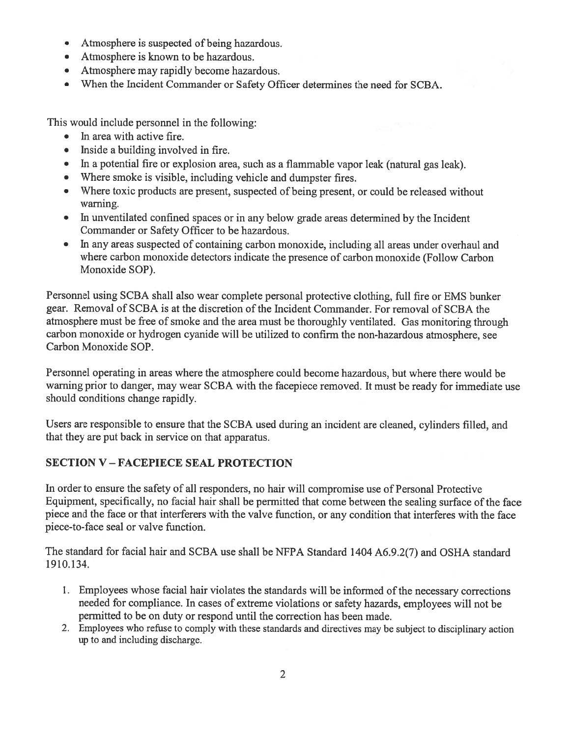- Atmosphere is suspected of being hazardous.
- Atmosphere is known to be hazardous.
- Atmosphere may rapidly become hazardous.
- When the Incident Commander or Safety Officer determines the need for SCBA.

This would include personnel in the following:

- In area with active fire.
- Inside a building involved in fire.
- In a potential fire or explosion area, such as a flammable vapor leak (natural gas leak).
- Where smoke is visible, including vehicle and dumpster fires.
- Where toxic products are present, suspected of being present, or could be released without warning.
- In unventilated confined spaces or in any below grade areas determined by the Incident Commander or Safety Officer to be hazardous.
- In any areas suspected of containing carbon monoxide, including all areas under overhaul and where carbon monoxide detectors indicate the presence of carbon monoxide (Follow Carbon Monoxide SOP).

Personnel using SCBA shall also wear complete personal protective clothing, full fire or EMS bunker gear. Removal of SCBA is at the discretion of the Incident Commander. For removal of SCBA the atmosphere must be free of smoke and the area must be thoroughly ventilated. Gas monitoring through carbon monoxide or hydrogen cyanide will be utilized to confirm the non-hazardous atmosphere, see Carbon Monoxide SOP.

Personnel operating in areas where the atmosphere could become hazardous, but where there would be warning prior to danger, may wear SCBA with the facepiece removed. It must be ready for immediate use should conditions change rapidly.

Users are responsible to ensure that the SCBA used during an incident are cleaned, cylinders filled, and that they are put back in service on that apparatus.

## SECTION V – FACEPIECE SEAL PROTECTION

In order to ensure the safety of all responders, no hair will compromise use of Personal Protective Equipment, specifically, no facial hair shall be permitted that come between the sealing surface of the face piece and the face or that interferers with the valve function, or any condition that interferes with the face piece-to-face seal or valve function.

The standard for facial hair and SCBA use shall be NFPA Standard 1404 A6.9.2(7) and OSHA standard 1910.134.

1. Employees whose facial hair violates the standards will be informed of the necessary corrections needed for compliance. In cases of extreme violations or safety hazards, employees will not be permitted to be on duty or respond until the correction has been made.
2. Employees who refuse to comply with these standards and directives may be subject to disciplinary action up to and including discharge.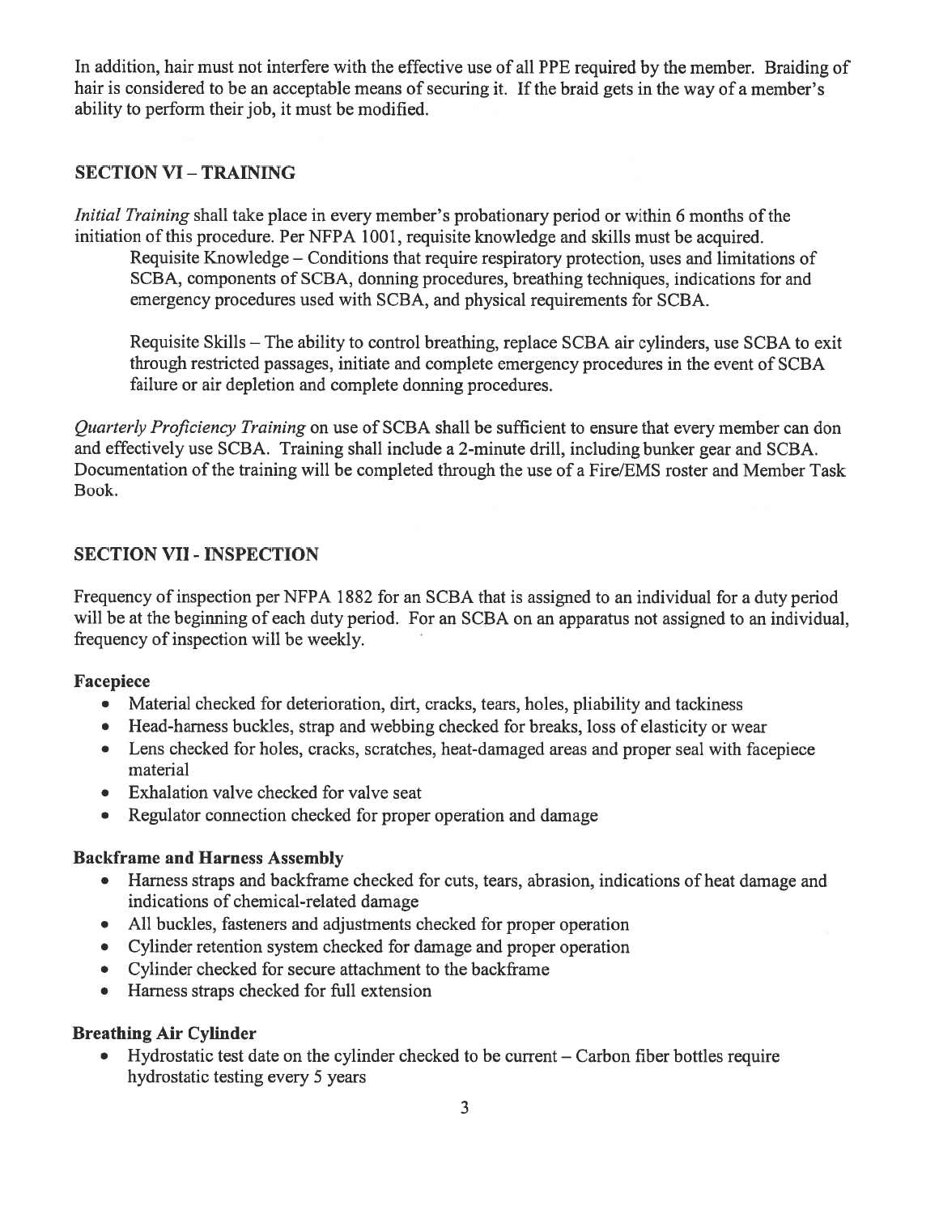In addition, hair must not interfere with the effective use of all PPE required by the member. Braiding of hair is considered to be an acceptable means of securing it. If the braid gets in the way of a member's ability to perform their job, it must be modified.

## SECTION VI – TRAINING

*Initial Training* shall take place in every member's probationary period or within 6 months of the initiation of this procedure. Per NFPA 1001, requisite knowledge and skills must be acquired.

Requisite Knowledge – Conditions that require respiratory protection, uses and limitations of SCBA, components of SCBA, donning procedures, breathing techniques, indications for and emergency procedures used with SCBA, and physical requirements for SCBA.

Requisite Skills – The ability to control breathing, replace SCBA air cylinders, use SCBA to exit through restricted passages, initiate and complete emergency procedures in the event of SCBA failure or air depletion and complete donning procedures.

*Quarterly Proficiency Training* on use of SCBA shall be sufficient to ensure that every member can don and effectively use SCBA. Training shall include a 2-minute drill, including bunker gear and SCBA. Documentation of the training will be completed through the use of a Fire/EMS roster and Member Task Book.

## SECTION VII - INSPECTION

Frequency of inspection per NFPA 1882 for an SCBA that is assigned to an individual for a duty period will be at the beginning of each duty period. For an SCBA on an apparatus not assigned to an individual, frequency of inspection will be weekly.

### Facepiece

- Material checked for deterioration, dirt, cracks, tears, holes, pliability and tackiness
- Head-harness buckles, strap and webbing checked for breaks, loss of elasticity or wear
- Lens checked for holes, cracks, scratches, heat-damaged areas and proper seal with facepiece material
- Exhalation valve checked for valve seat
- Regulator connection checked for proper operation and damage

### Backframe and Harness Assembly

- Harness straps and backframe checked for cuts, tears, abrasion, indications of heat damage and indications of chemical-related damage
- All buckles, fasteners and adjustments checked for proper operation
- Cylinder retention system checked for damage and proper operation
- Cylinder checked for secure attachment to the backframe
- Harness straps checked for full extension

### Breathing Air Cylinder

- Hydrostatic test date on the cylinder checked to be current – Carbon fiber bottles require hydrostatic testing every 5 years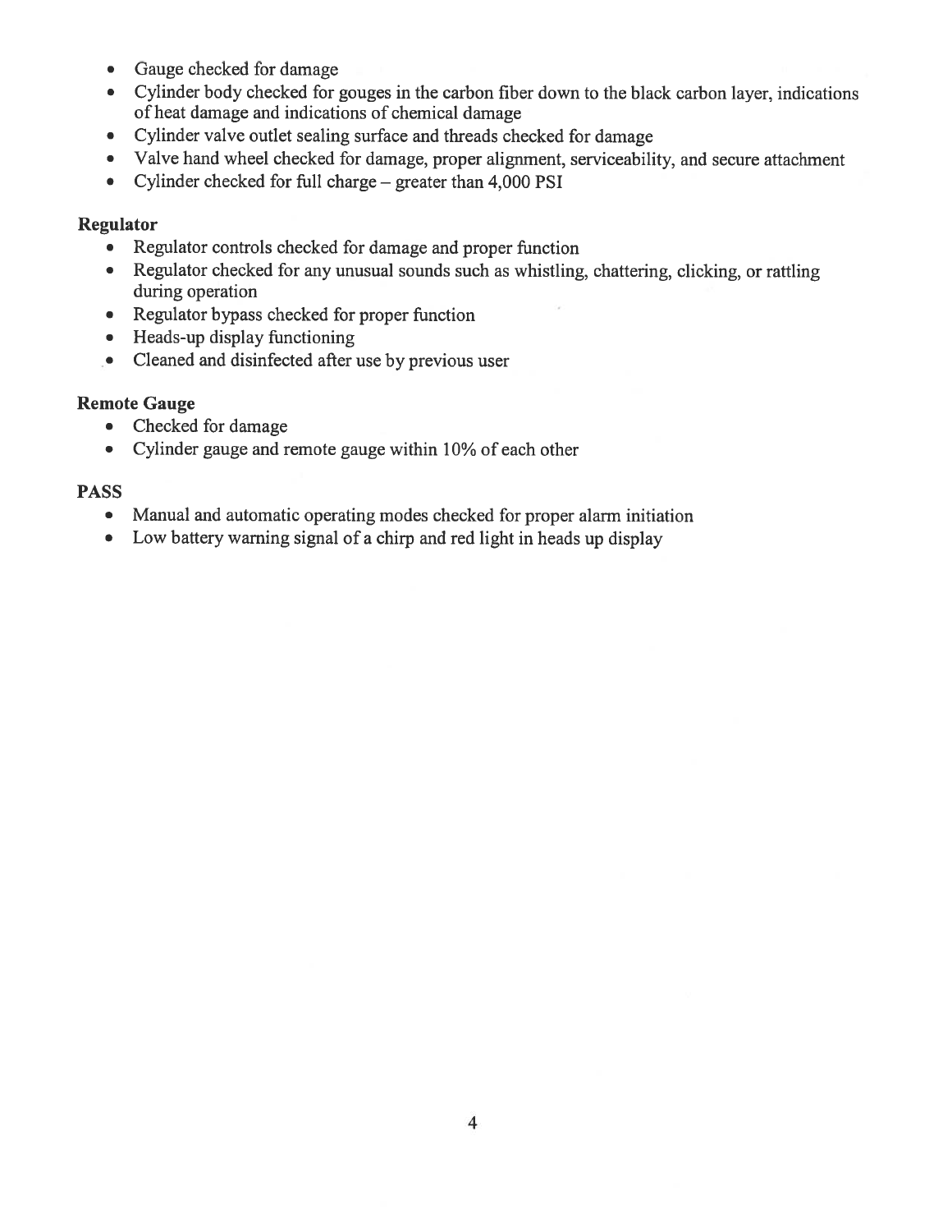- Gauge checked for damage
- Cylinder body checked for gouges in the carbon fiber down to the black carbon layer, indications of heat damage and indications of chemical damage
- Cylinder valve outlet sealing surface and threads checked for damage
- Valve hand wheel checked for damage, proper alignment, serviceability, and secure attachment
- Cylinder checked for full charge – greater than 4,000 PSI

**Regulator**

- Regulator controls checked for damage and proper function
- Regulator checked for any unusual sounds such as whistling, chattering, clicking, or rattling during operation
- Regulator bypass checked for proper function
- Heads-up display functioning
- Cleaned and disinfected after use by previous user

**Remote Gauge**

- Checked for damage
- Cylinder gauge and remote gauge within 10% of each other

**PASS**

- Manual and automatic operating modes checked for proper alarm initiation
- Low battery warning signal of a chirp and red light in heads up display